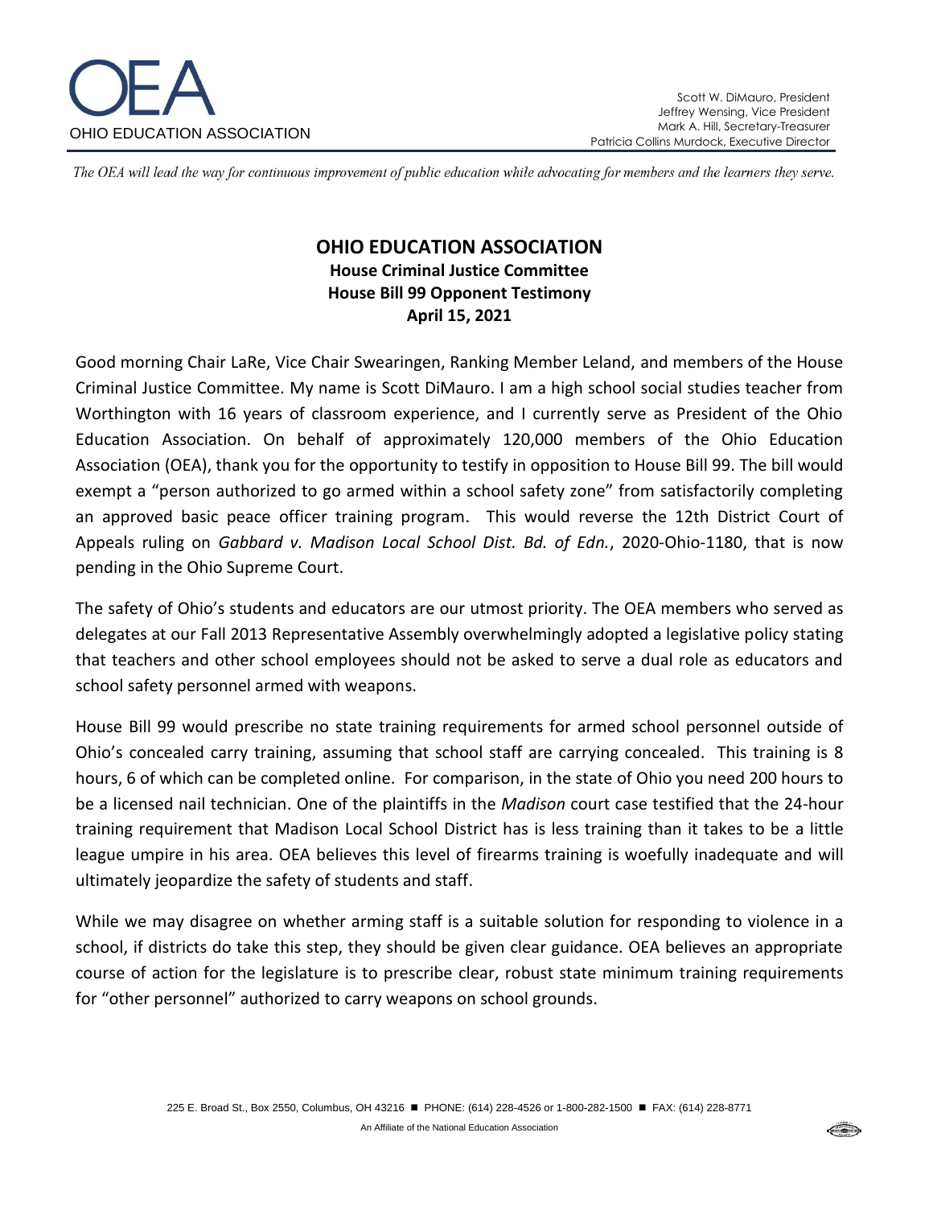OHIO EDUCATION ASSOCIATION

Scott W. DiMauro, President
Jeffrey Wensing, Vice President
Mark A. Hill, Secretary-Treasurer
Patricia Collins Murdock, Executive Director

*The OEA will lead the way for continuous improvement of public education while advocating for members and the learners they serve.*

# OHIO EDUCATION ASSOCIATION

## House Criminal Justice Committee
## House Bill 99 Opponent Testimony
## April 15, 2021

Good morning Chair LaRe, Vice Chair Swearingen, Ranking Member Leland, and members of the House Criminal Justice Committee. My name is Scott DiMauro. I am a high school social studies teacher from Worthington with 16 years of classroom experience, and I currently serve as President of the Ohio Education Association. On behalf of approximately 120,000 members of the Ohio Education Association (OEA), thank you for the opportunity to testify in opposition to House Bill 99. The bill would exempt a "person authorized to go armed within a school safety zone" from satisfactorily completing an approved basic peace officer training program. This would reverse the 12th District Court of Appeals ruling on *Gabbard v. Madison Local School Dist. Bd. of Edn.*, 2020-Ohio-1180, that is now pending in the Ohio Supreme Court.

The safety of Ohio's students and educators are our utmost priority. The OEA members who served as delegates at our Fall 2013 Representative Assembly overwhelmingly adopted a legislative policy stating that teachers and other school employees should not be asked to serve a dual role as educators and school safety personnel armed with weapons.

House Bill 99 would prescribe no state training requirements for armed school personnel outside of Ohio's concealed carry training, assuming that school staff are carrying concealed. This training is 8 hours, 6 of which can be completed online. For comparison, in the state of Ohio you need 200 hours to be a licensed nail technician. One of the plaintiffs in the *Madison* court case testified that the 24-hour training requirement that Madison Local School District has is less training than it takes to be a little league umpire in his area. OEA believes this level of firearms training is woefully inadequate and will ultimately jeopardize the safety of students and staff.

While we may disagree on whether arming staff is a suitable solution for responding to violence in a school, if districts do take this step, they should be given clear guidance. OEA believes an appropriate course of action for the legislature is to prescribe clear, robust state minimum training requirements for "other personnel" authorized to carry weapons on school grounds.

225 E. Broad St., Box 2550, Columbus, OH 43216 ■ PHONE: (614) 228-4526 or 1-800-282-1500 ■ FAX: (614) 228-8771

An Affiliate of the National Education Association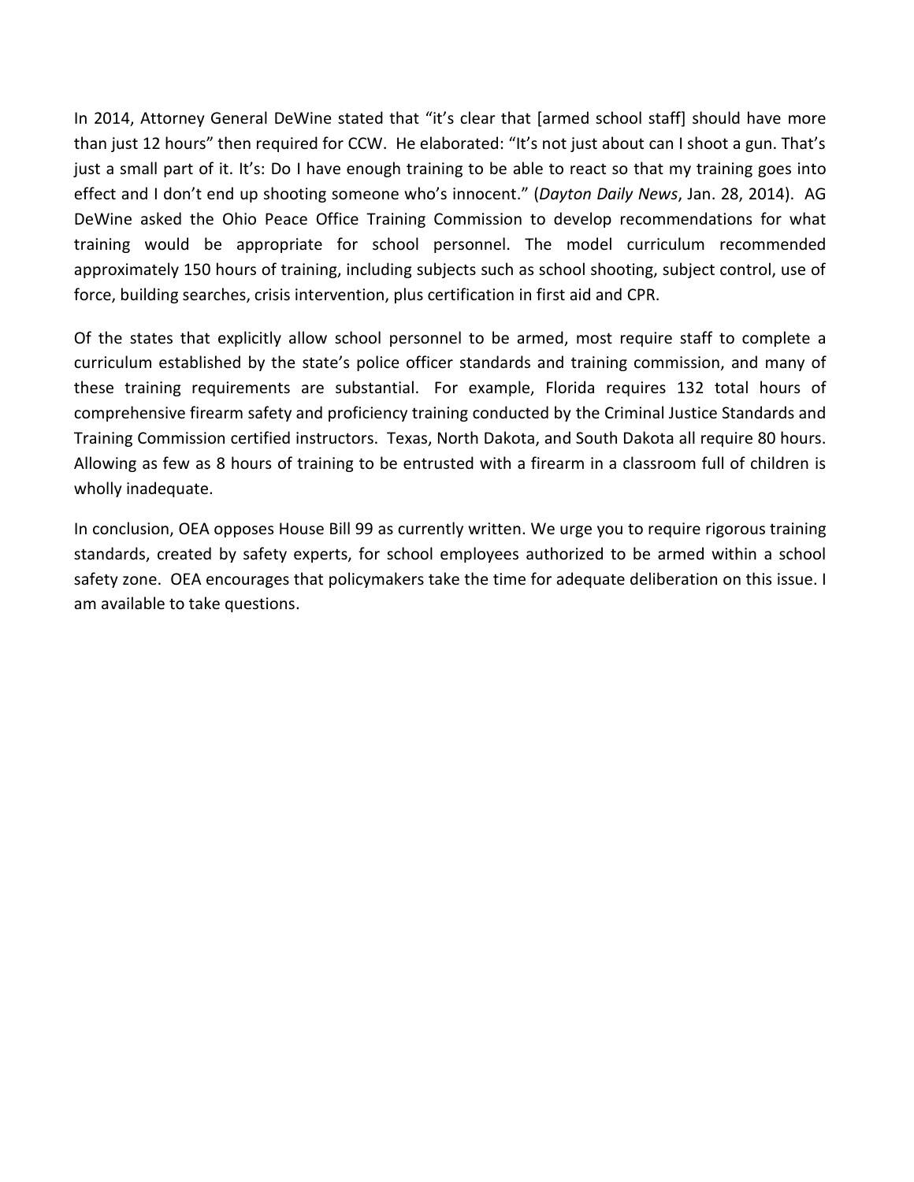In 2014, Attorney General DeWine stated that "it's clear that [armed school staff] should have more than just 12 hours" then required for CCW. He elaborated: "It's not just about can I shoot a gun. That's just a small part of it. It's: Do I have enough training to be able to react so that my training goes into effect and I don't end up shooting someone who's innocent." (*Dayton Daily News*, Jan. 28, 2014). AG DeWine asked the Ohio Peace Office Training Commission to develop recommendations for what training would be appropriate for school personnel. The model curriculum recommended approximately 150 hours of training, including subjects such as school shooting, subject control, use of force, building searches, crisis intervention, plus certification in first aid and CPR.

Of the states that explicitly allow school personnel to be armed, most require staff to complete a curriculum established by the state's police officer standards and training commission, and many of these training requirements are substantial. For example, Florida requires 132 total hours of comprehensive firearm safety and proficiency training conducted by the Criminal Justice Standards and Training Commission certified instructors. Texas, North Dakota, and South Dakota all require 80 hours. Allowing as few as 8 hours of training to be entrusted with a firearm in a classroom full of children is wholly inadequate.

In conclusion, OEA opposes House Bill 99 as currently written. We urge you to require rigorous training standards, created by safety experts, for school employees authorized to be armed within a school safety zone. OEA encourages that policymakers take the time for adequate deliberation on this issue. I am available to take questions.